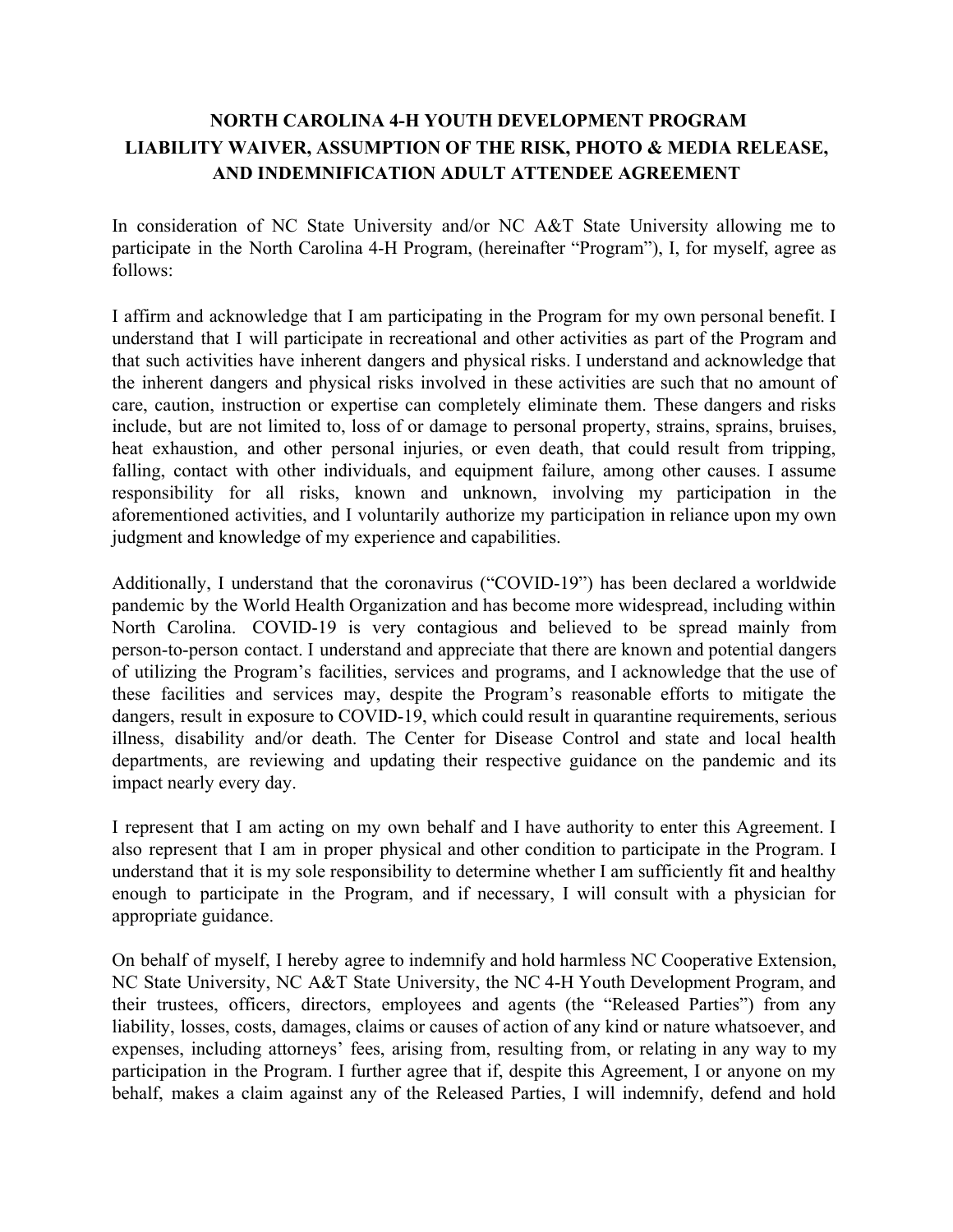# NORTH CAROLINA 4-H YOUTH DEVELOPMENT PROGRAM LIABILITY WAIVER, ASSUMPTION OF THE RISK, PHOTO & MEDIA RELEASE, AND INDEMNIFICATION ADULT ATTENDEE AGREEMENT

In consideration of NC State University and/or NC A&T State University allowing me to participate in the North Carolina 4-H Program, (hereinafter "Program"), I, for myself, agree as follows:

I affirm and acknowledge that I am participating in the Program for my own personal benefit. I understand that I will participate in recreational and other activities as part of the Program and that such activities have inherent dangers and physical risks. I understand and acknowledge that the inherent dangers and physical risks involved in these activities are such that no amount of care, caution, instruction or expertise can completely eliminate them. These dangers and risks include, but are not limited to, loss of or damage to personal property, strains, sprains, bruises, heat exhaustion, and other personal injuries, or even death, that could result from tripping, falling, contact with other individuals, and equipment failure, among other causes. I assume responsibility for all risks, known and unknown, involving my participation in the aforementioned activities, and I voluntarily authorize my participation in reliance upon my own judgment and knowledge of my experience and capabilities.

Additionally, I understand that the coronavirus ("COVID-19") has been declared a worldwide pandemic by the World Health Organization and has become more widespread, including within North Carolina. COVID-19 is very contagious and believed to be spread mainly from person-to-person contact. I understand and appreciate that there are known and potential dangers of utilizing the Program's facilities, services and programs, and I acknowledge that the use of these facilities and services may, despite the Program's reasonable efforts to mitigate the dangers, result in exposure to COVID-19, which could result in quarantine requirements, serious illness, disability and/or death. The Center for Disease Control and state and local health departments, are reviewing and updating their respective guidance on the pandemic and its impact nearly every day.

I represent that I am acting on my own behalf and I have authority to enter this Agreement. I also represent that I am in proper physical and other condition to participate in the Program. I understand that it is my sole responsibility to determine whether I am sufficiently fit and healthy enough to participate in the Program, and if necessary, I will consult with a physician for appropriate guidance.

On behalf of myself, I hereby agree to indemnify and hold harmless NC Cooperative Extension, NC State University, NC A&T State University, the NC 4-H Youth Development Program, and their trustees, officers, directors, employees and agents (the "Released Parties") from any liability, losses, costs, damages, claims or causes of action of any kind or nature whatsoever, and expenses, including attorneys' fees, arising from, resulting from, or relating in any way to my participation in the Program. I further agree that if, despite this Agreement, I or anyone on my behalf, makes a claim against any of the Released Parties, I will indemnify, defend and hold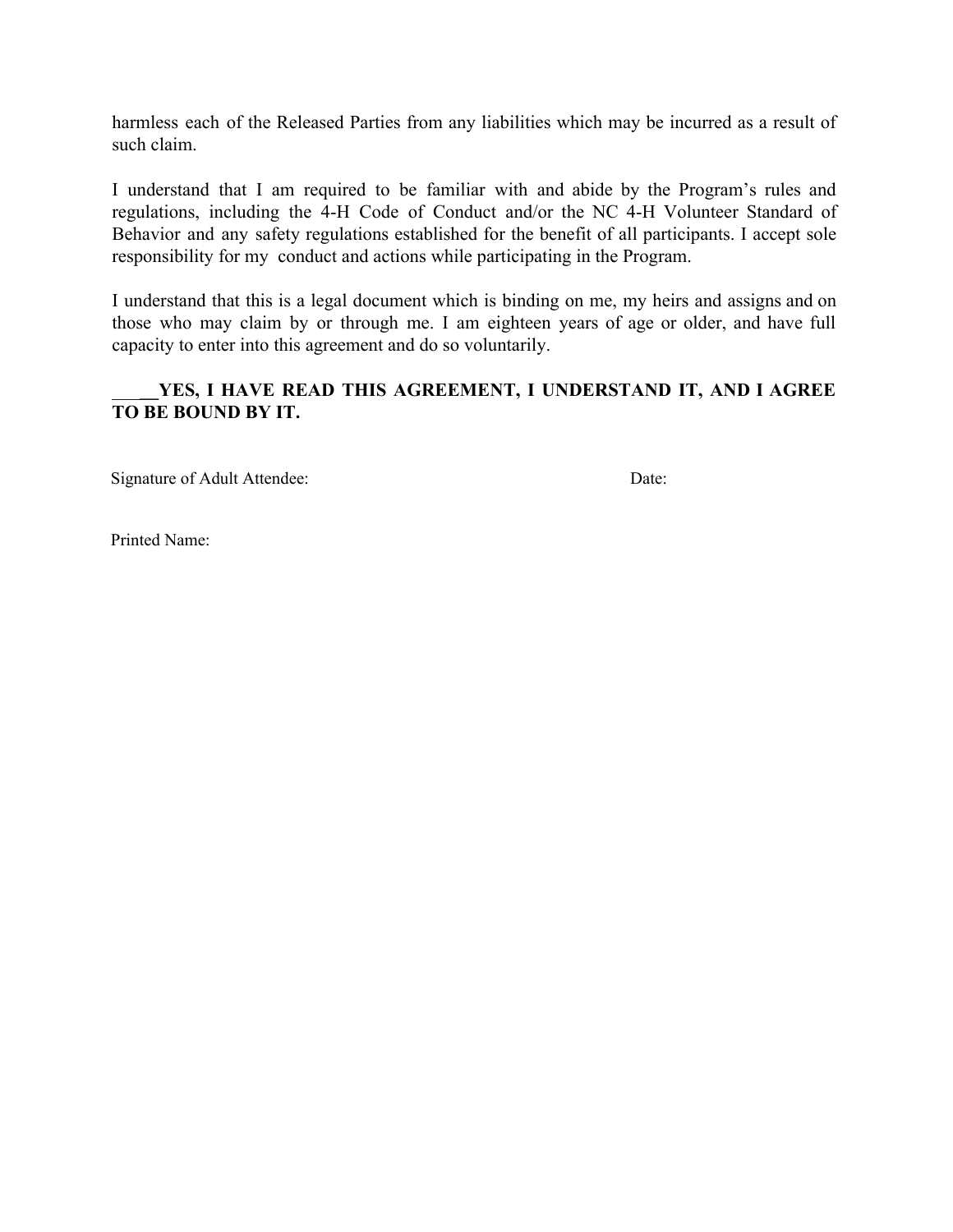harmless each of the Released Parties from any liabilities which may be incurred as a result of such claim.

I understand that I am required to be familiar with and abide by the Program's rules and regulations, including the 4-H Code of Conduct and/or the NC 4-H Volunteer Standard of Behavior and any safety regulations established for the benefit of all participants. I accept sole responsibility for my conduct and actions while participating in the Program.

I understand that this is a legal document which is binding on me, my heirs and assigns and on those who may claim by or through me. I am eighteen years of age or older, and have full capacity to enter into this agreement and do so voluntarily.

**\_\_\_\_\_YES, I HAVE READ THIS AGREEMENT, I UNDERSTAND IT, AND I AGREE TO BE BOUND BY IT.**

Signature of Adult Attendee: Date:

Printed Name: